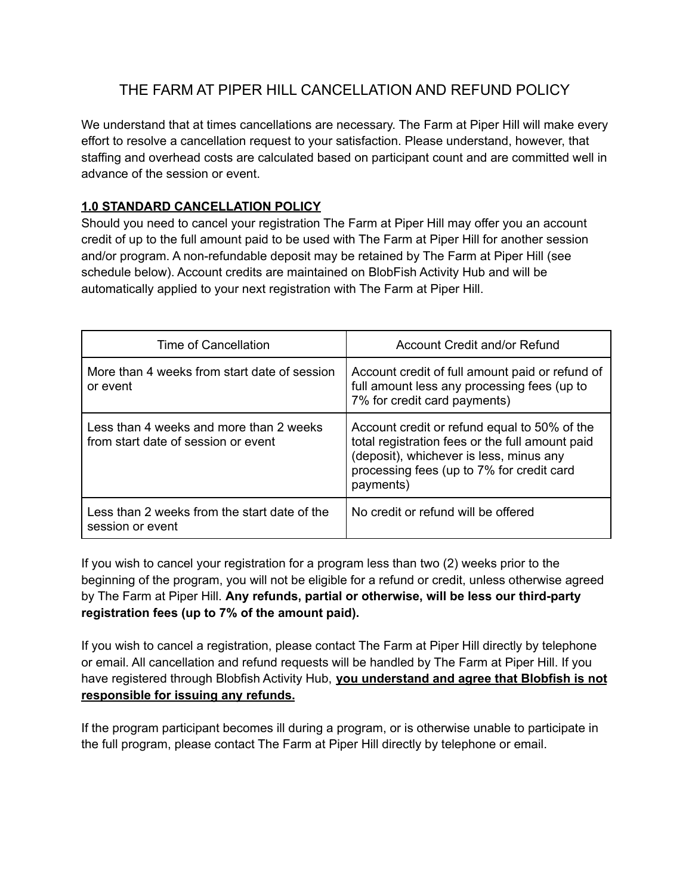# THE FARM AT PIPER HILL CANCELLATION AND REFUND POLICY

We understand that at times cancellations are necessary. The Farm at Piper Hill will make every effort to resolve a cancellation request to your satisfaction. Please understand, however, that staffing and overhead costs are calculated based on participant count and are committed well in advance of the session or event.

## **1.0 STANDARD CANCELLATION POLICY**

Should you need to cancel your registration The Farm at Piper Hill may offer you an account credit of up to the full amount paid to be used with The Farm at Piper Hill for another session and/or program. A non-refundable deposit may be retained by The Farm at Piper Hill (see schedule below). Account credits are maintained on BlobFish Activity Hub and will be automatically applied to your next registration with The Farm at Piper Hill.

| Time of Cancellation | Account Credit and/or Refund |
|---|---|
| More than 4 weeks from start date of session or event | Account credit of full amount paid or refund of full amount less any processing fees (up to 7% for credit card payments) |
| Less than 4 weeks and more than 2 weeks from start date of session or event | Account credit or refund equal to 50% of the total registration fees or the full amount paid (deposit), whichever is less, minus any processing fees (up to 7% for credit card payments) |
| Less than 2 weeks from the start date of the session or event | No credit or refund will be offered |

If you wish to cancel your registration for a program less than two (2) weeks prior to the beginning of the program, you will not be eligible for a refund or credit, unless otherwise agreed by The Farm at Piper Hill. **Any refunds, partial or otherwise, will be less our third-party registration fees (up to 7% of the amount paid).**

If you wish to cancel a registration, please contact The Farm at Piper Hill directly by telephone or email. All cancellation and refund requests will be handled by The Farm at Piper Hill. If you have registered through Blobfish Activity Hub, **you understand and agree that Blobfish is not responsible for issuing any refunds.**

If the program participant becomes ill during a program, or is otherwise unable to participate in the full program, please contact The Farm at Piper Hill directly by telephone or email.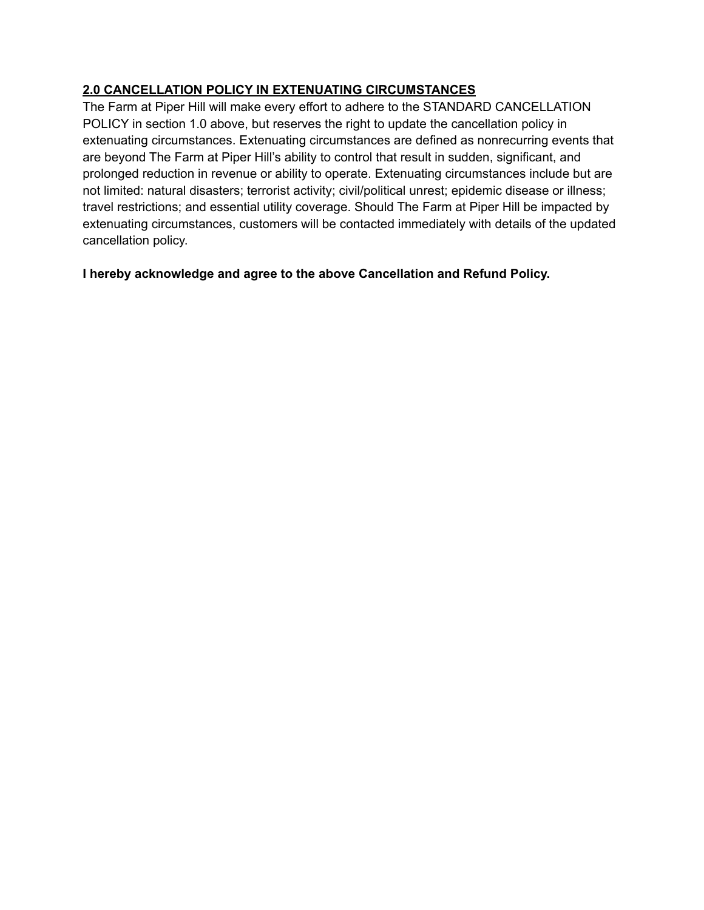## 2.0 CANCELLATION POLICY IN EXTENUATING CIRCUMSTANCES

The Farm at Piper Hill will make every effort to adhere to the STANDARD CANCELLATION POLICY in section 1.0 above, but reserves the right to update the cancellation policy in extenuating circumstances. Extenuating circumstances are defined as nonrecurring events that are beyond The Farm at Piper Hill's ability to control that result in sudden, significant, and prolonged reduction in revenue or ability to operate. Extenuating circumstances include but are not limited: natural disasters; terrorist activity; civil/political unrest; epidemic disease or illness; travel restrictions; and essential utility coverage. Should The Farm at Piper Hill be impacted by extenuating circumstances, customers will be contacted immediately with details of the updated cancellation policy.

**I hereby acknowledge and agree to the above Cancellation and Refund Policy.**